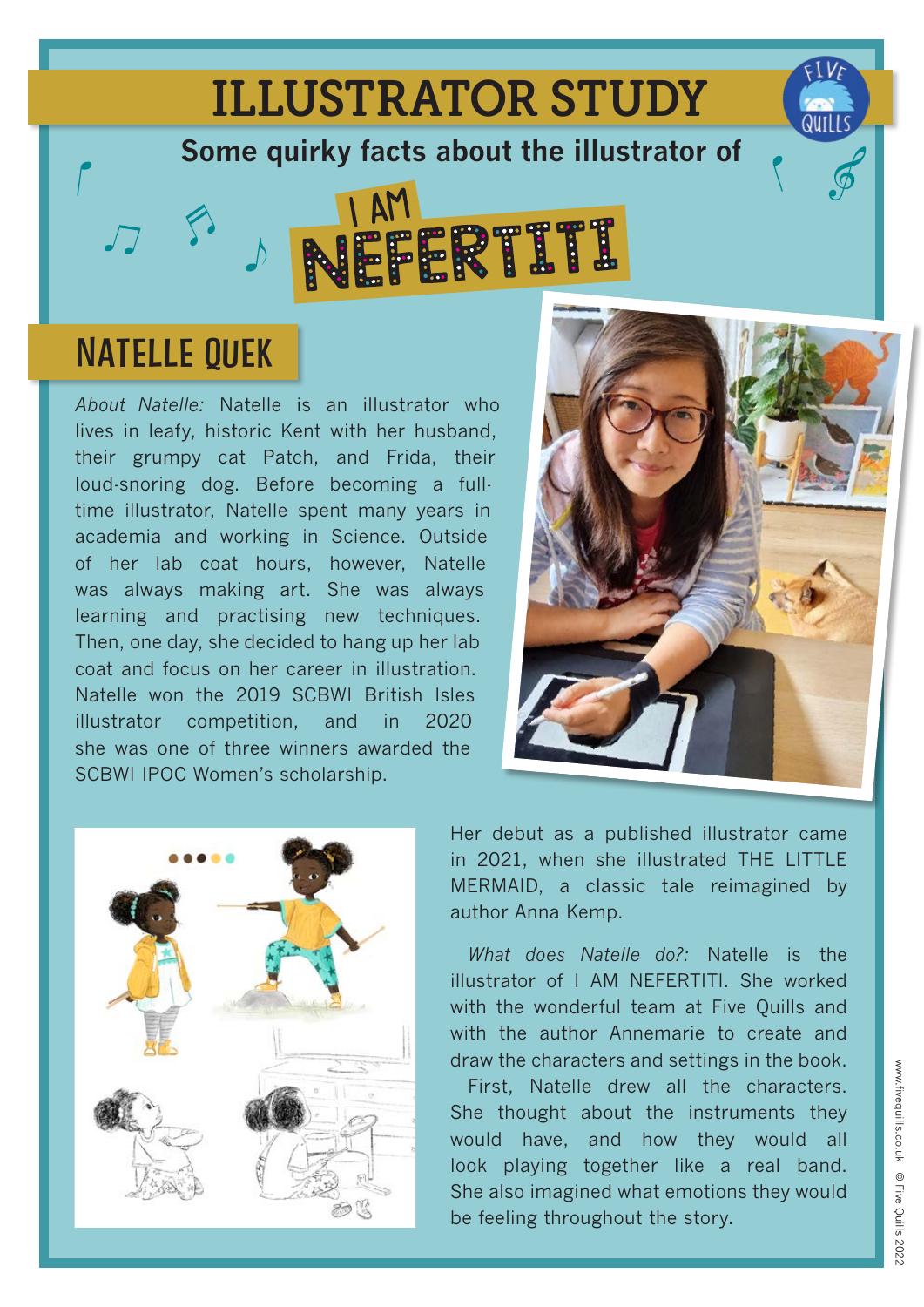# ILLUSTRATOR STUDY

**Some quirky facts about the illustrator of**

I AM NEFERTITI

## NATELLE QUEK

*About Natelle:* Natelle is an illustrator who lives in leafy, historic Kent with her husband, their grumpy cat Patch, and Frida, their loud-snoring dog. Before becoming a full-time illustrator, Natelle spent many years in academia and working in Science. Outside of her lab coat hours, however, Natelle was always making art. She was always learning and practising new techniques. Then, one day, she decided to hang up her lab coat and focus on her career in illustration. Natelle won the 2019 SCBWI British Isles illustrator competition, and in 2020 she was one of three winners awarded the SCBWI IPOC Women's scholarship.

Her debut as a published illustrator came in 2021, when she illustrated THE LITTLE MERMAID, a classic tale reimagined by author Anna Kemp.

*What does Natelle do?:* Natelle is the illustrator of I AM NEFERTITI. She worked with the wonderful team at Five Quills and with the author Annemarie to create and draw the characters and settings in the book.

First, Natelle drew all the characters. She thought about the instruments they would have, and how they would all look playing together like a real band. She also imagined what emotions they would be feeling throughout the story.

www.fivequills.co.uk © Five Quills 2022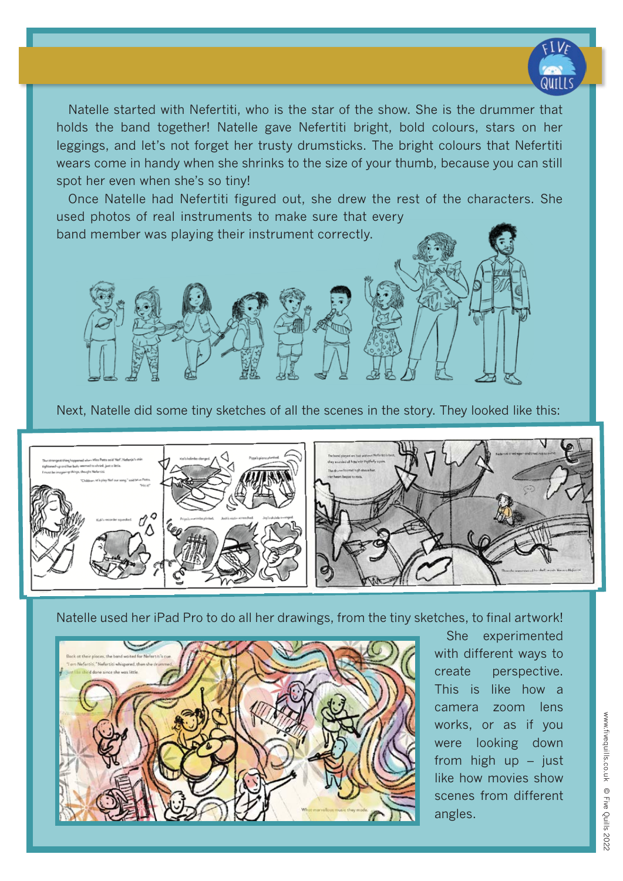Natelle started with Nefertiti, who is the star of the show. She is the drummer that holds the band together! Natelle gave Nefertiti bright, bold colours, stars on her leggings, and let's not forget her trusty drumsticks. The bright colours that Nefertiti wears come in handy when she shrinks to the size of your thumb, because you can still spot her even when she's so tiny!

Once Natelle had Nefertiti figured out, she drew the rest of the characters. She used photos of real instruments to make sure that every band member was playing their instrument correctly.

Next, Natelle did some tiny sketches of all the scenes in the story. They looked like this:

Natelle used her iPad Pro to do all her drawings, from the tiny sketches, to final artwork!

She experimented with different ways to create perspective. This is like how a camera zoom lens works, or as if you were looking down from high up – just like how movies show scenes from different angles.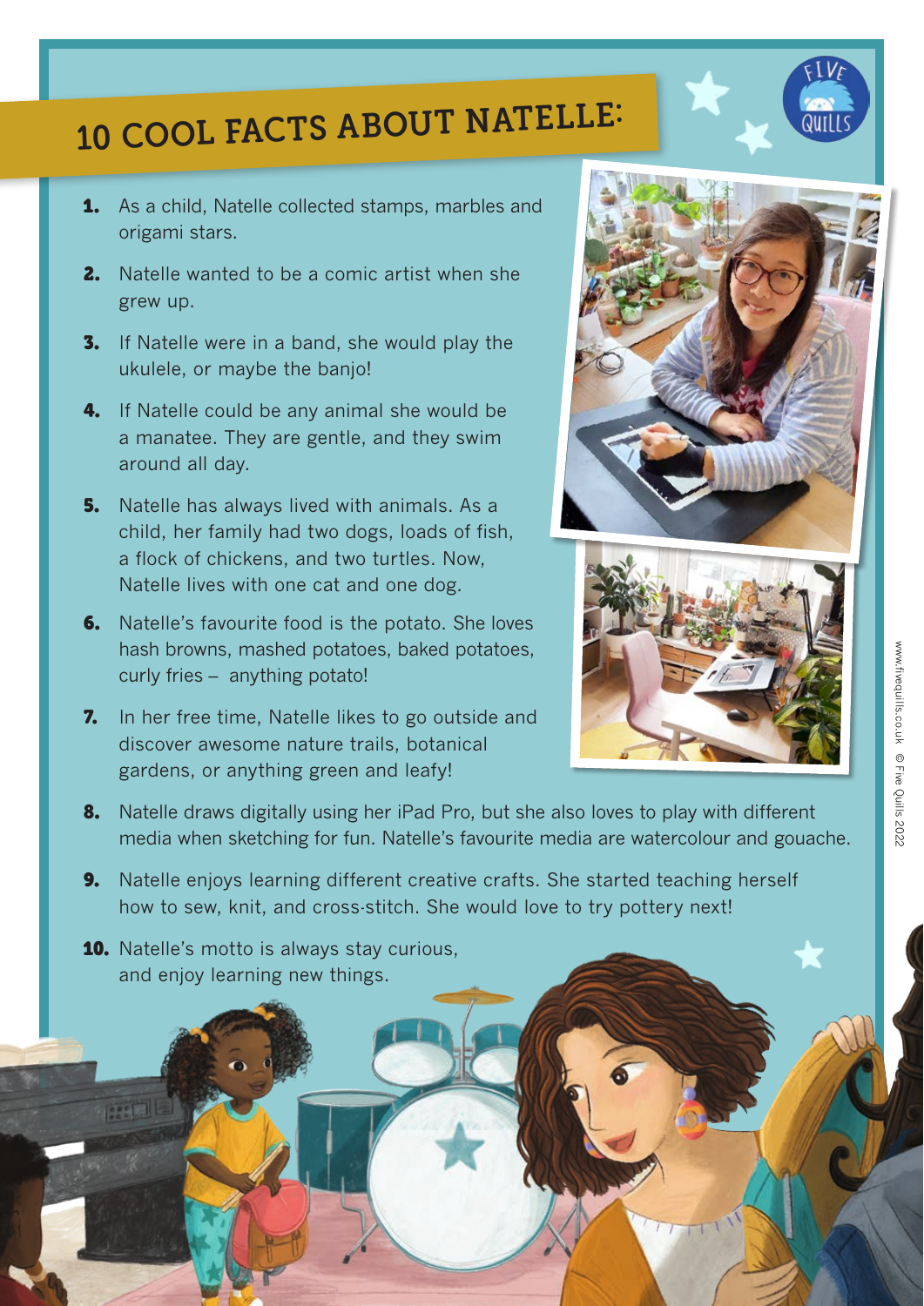# 10 COOL FACTS ABOUT NATELLE:

1. As a child, Natelle collected stamps, marbles and origami stars.
2. Natelle wanted to be a comic artist when she grew up.
3. If Natelle were in a band, she would play the ukulele, or maybe the banjo!
4. If Natelle could be any animal she would be a manatee. They are gentle, and they swim around all day.
5. Natelle has always lived with animals. As a child, her family had two dogs, loads of fish, a flock of chickens, and two turtles. Now, Natelle lives with one cat and one dog.
6. Natelle's favourite food is the potato. She loves hash browns, mashed potatoes, baked potatoes, curly fries – anything potato!
7. In her free time, Natelle likes to go outside and discover awesome nature trails, botanical gardens, or anything green and leafy!
8. Natelle draws digitally using her iPad Pro, but she also loves to play with different media when sketching for fun. Natelle's favourite media are watercolour and gouache.
9. Natelle enjoys learning different creative crafts. She started teaching herself how to sew, knit, and cross-stitch. She would love to try pottery next!
10. Natelle's motto is always stay curious, and enjoy learning new things.

www.fivequills.co.uk © Five Quills 2022